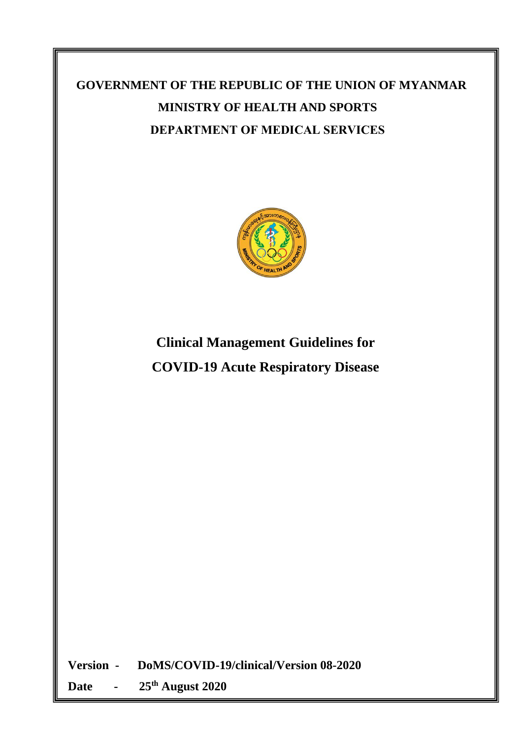**GOVERNMENT OF THE REPUBLIC OF THE UNION OF MYANMAR**

**MINISTRY OF HEALTH AND SPORTS**

**DEPARTMENT OF MEDICAL SERVICES**

# Clinical Management Guidelines for COVID-19 Acute Respiratory Disease

**Version** - **DoMS/COVID-19/clinical/Version 08-2020**

**Date** - **25th August 2020**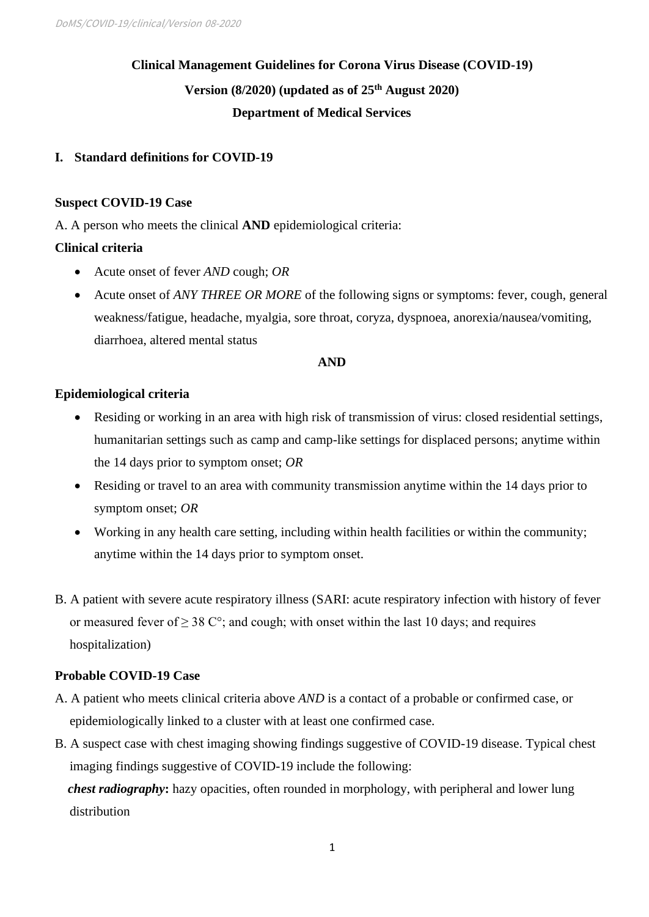**Clinical Management Guidelines for Corona Virus Disease (COVID-19)**

**Version (8/2020) (updated as of 25th August 2020)**

**Department of Medical Services**

## I. Standard definitions for COVID-19

### Suspect COVID-19 Case

A. A person who meets the clinical **AND** epidemiological criteria:

**Clinical criteria**

- Acute onset of fever *AND* cough; *OR*
- Acute onset of *ANY THREE OR MORE* of the following signs or symptoms: fever, cough, general weakness/fatigue, headache, myalgia, sore throat, coryza, dyspnoea, anorexia/nausea/vomiting, diarrhoea, altered mental status

**AND**

**Epidemiological criteria**

- Residing or working in an area with high risk of transmission of virus: closed residential settings, humanitarian settings such as camp and camp-like settings for displaced persons; anytime within the 14 days prior to symptom onset; *OR*
- Residing or travel to an area with community transmission anytime within the 14 days prior to symptom onset; *OR*
- Working in any health care setting, including within health facilities or within the community; anytime within the 14 days prior to symptom onset.

B. A patient with severe acute respiratory illness (SARI: acute respiratory infection with history of fever or measured fever of ≥ 38 C°; and cough; with onset within the last 10 days; and requires hospitalization)

### Probable COVID-19 Case

A. A patient who meets clinical criteria above *AND* is a contact of a probable or confirmed case, or epidemiologically linked to a cluster with at least one confirmed case.

B. A suspect case with chest imaging showing findings suggestive of COVID-19 disease. Typical chest imaging findings suggestive of COVID-19 include the following:

***chest radiography*:** hazy opacities, often rounded in morphology, with peripheral and lower lung distribution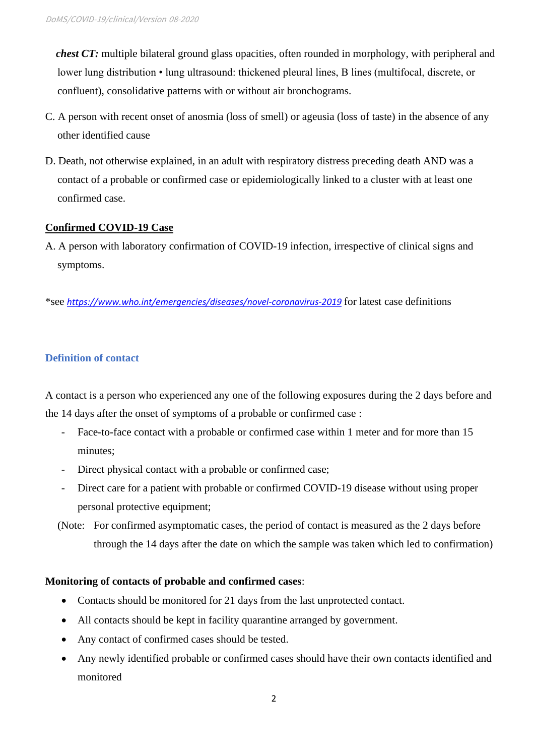***chest CT:*** multiple bilateral ground glass opacities, often rounded in morphology, with peripheral and lower lung distribution • lung ultrasound: thickened pleural lines, B lines (multifocal, discrete, or confluent), consolidative patterns with or without air bronchograms.

C. A person with recent onset of anosmia (loss of smell) or ageusia (loss of taste) in the absence of any other identified cause

D. Death, not otherwise explained, in an adult with respiratory distress preceding death AND was a contact of a probable or confirmed case or epidemiologically linked to a cluster with at least one confirmed case.

**Confirmed COVID-19 Case**

A. A person with laboratory confirmation of COVID-19 infection, irrespective of clinical signs and symptoms.

*see [https://www.who.int/emergencies/diseases/novel-coronavirus-2019](https://www.who.int/emergencies/diseases/novel-coronavirus-2019) for latest case definitions

### Definition of contact

A contact is a person who experienced any one of the following exposures during the 2 days before and the 14 days after the onset of symptoms of a probable or confirmed case :

- Face-to-face contact with a probable or confirmed case within 1 meter and for more than 15 minutes;
- Direct physical contact with a probable or confirmed case;
- Direct care for a patient with probable or confirmed COVID-19 disease without using proper personal protective equipment;

(Note: For confirmed asymptomatic cases, the period of contact is measured as the 2 days before through the 14 days after the date on which the sample was taken which led to confirmation)

**Monitoring of contacts of probable and confirmed cases**:

- Contacts should be monitored for 21 days from the last unprotected contact.
- All contacts should be kept in facility quarantine arranged by government.
- Any contact of confirmed cases should be tested.
- Any newly identified probable or confirmed cases should have their own contacts identified and monitored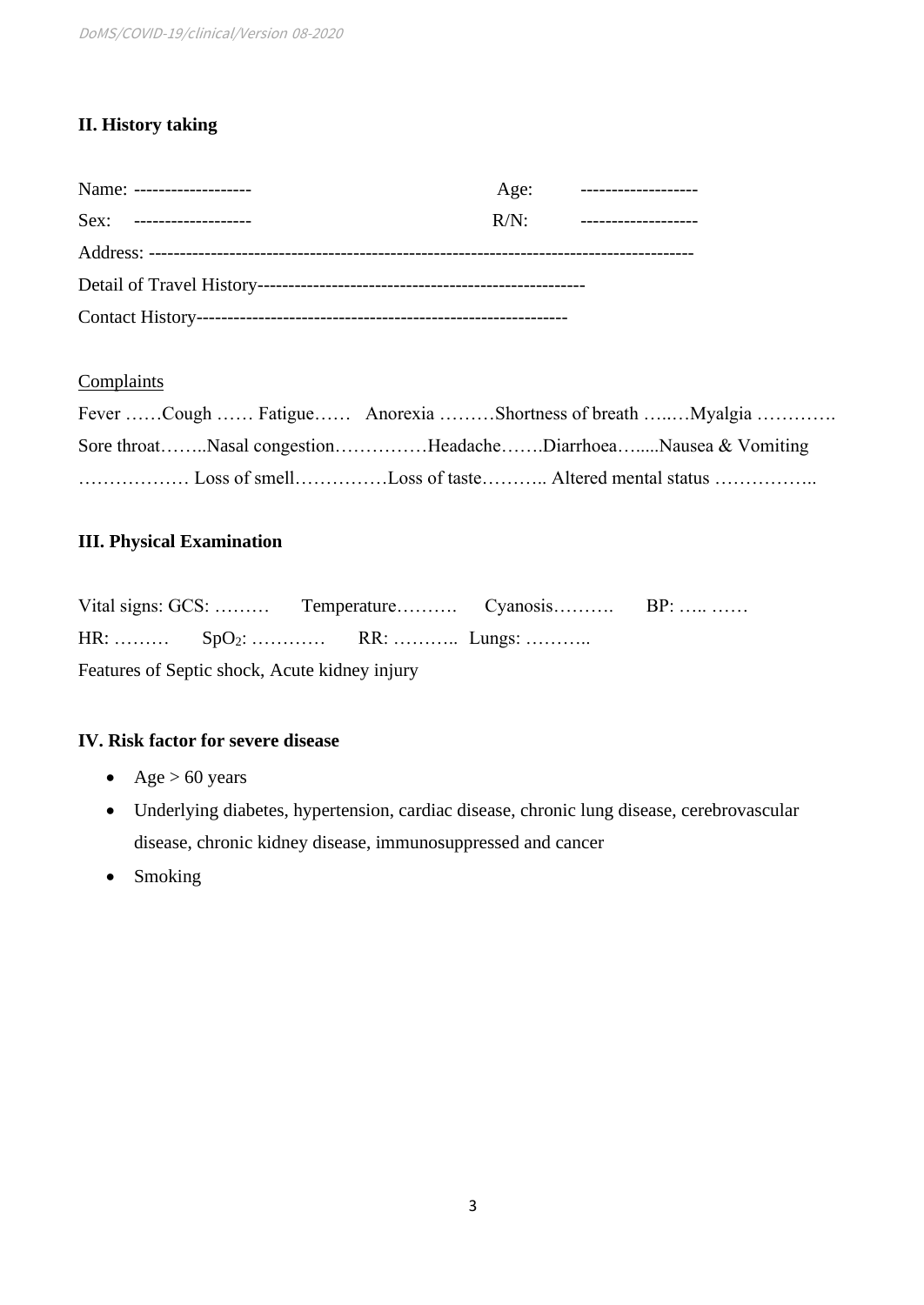## II. History taking

Name: ------------------- Age: -------------------

Sex: ------------------- R/N: -------------------

Address: ---------------------------------------------------------------------------------------

Detail of Travel History-----------------------------------------------------

Contact History-----------------------------------------------------------

Complaints

Fever ……Cough …… Fatigue…… Anorexia ………Shortness of breath …..…Myalgia ………….

Sore throat……..Nasal congestion……………Headache…….Diarrhoea…......Nausea & Vomiting ……………… Loss of smell……………Loss of taste……….. Altered mental status ……………..

## III. Physical Examination

Vital signs: GCS: ……… Temperature………. Cyanosis………. BP: ….. ……

HR: ……… $SpO_2$: ………… RR: ……….. Lungs: ………..

Features of Septic shock, Acute kidney injury

## IV. Risk factor for severe disease

- Age > 60 years
- Underlying diabetes, hypertension, cardiac disease, chronic lung disease, cerebrovascular disease, chronic kidney disease, immunosuppressed and cancer
- Smoking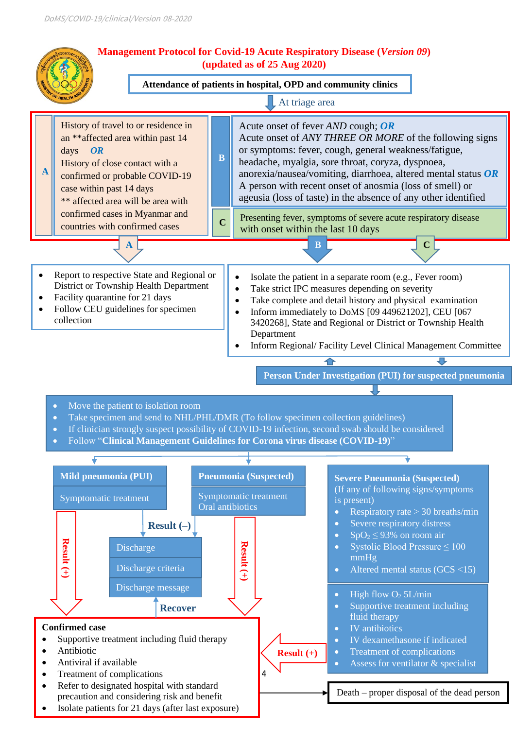# Management Protocol for Covid-19 Acute Respiratory Disease (*Version 09*) (updated as of 25 Aug 2020)

**Attendance of patients in hospital, OPD and community clinics**

At triage area

**A**

History of travel to or residence in an **affected area within past 14 days ***OR***
History of close contact with a confirmed or probable COVID-19 case within past 14 days
** affected area will be area with confirmed cases in Myanmar and countries with confirmed cases

**B**

Acute onset of fever *AND* cough; ***OR***
Acute onset of *ANY THREE OR MORE* of the following signs or symptoms: fever, cough, general weakness/fatigue, headache, myalgia, sore throat, coryza, dyspnoea, anorexia/nausea/vomiting, diarrhoea, altered mental status ***OR***
A person with recent onset of anosmia (loss of smell) or ageusia (loss of taste) in the absence of any other identified

**C**

Presenting fever, symptoms of severe acute respiratory disease with onset within the last 10 days

**A →**

- Report to respective State and Regional or District or Township Health Department
- Facility quarantine for 21 days
- Follow CEU guidelines for specimen collection

**B, C →**

- Isolate the patient in a separate room (e.g., Fever room)
- Take strict IPC measures depending on severity
- Take complete and detail history and physical examination
- Inform immediately to DoMS [09 449621202], CEU [067 3420268], State and Regional or District or Township Health Department
- Inform Regional/ Facility Level Clinical Management Committee

**Person Under Investigation (PUI) for suspected pneumonia**

- Move the patient to isolation room
- Take specimen and send to NHL/PHL/DMR (To follow specimen collection guidelines)
- If clinician strongly suspect possibility of COVID-19 infection, second swab should be considered
- Follow "**Clinical Management Guidelines for Corona virus disease (COVID-19)**"

**Mild pneumonia (PUI)**
- Symptomatic treatment

**Pneumonia (Suspected)**
- Symptomatic treatment
- Oral antibiotics

**Severe Pneumonia (Suspected)**
(If any of following signs/symptoms is present)
- Respiratory rate > 30 breaths/min
- Severe respiratory distress
- $SpO_2 \leq 93\%$ on room air
- Systolic Blood Pressure ≤ 100 mmHg
- Altered mental status (GCS <15)

- High flow $O_2$ 5L/min
- Supportive treatment including fluid therapy
- IV antibiotics
- IV dexamethasone if indicated
- Treatment of complications
- Assess for ventilator & specialist

**Result (–)** (Mild pneumonia, Pneumonia) →
- Discharge
- Discharge criteria
- Discharge message

**Result (+)** (Mild pneumonia, Pneumonia, Severe pneumonia) →

**Confirmed case**
- Supportive treatment including fluid therapy
- Antibiotic
- Antiviral if available
- Treatment of complications
- Refer to designated hospital with standard precaution and considering risk and benefit
- Isolate patients for 21 days (after last exposure)

Confirmed case → **Recover** → Discharge

Confirmed case → Death – proper disposal of the dead person

4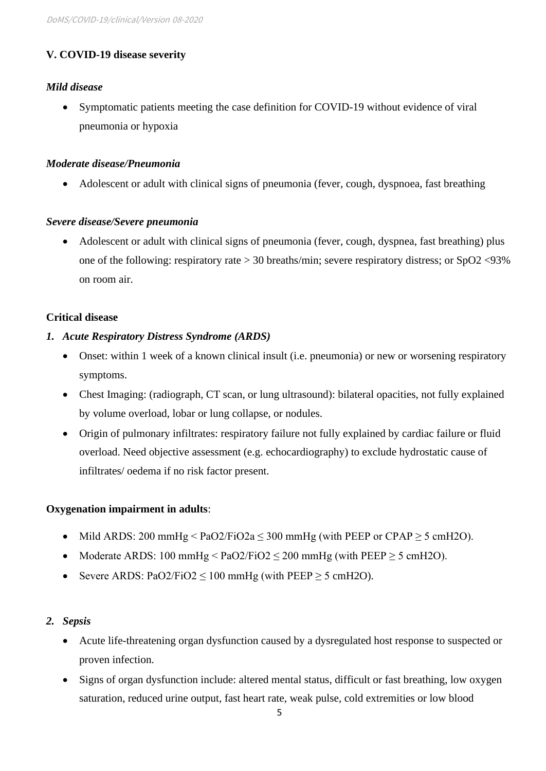## V. COVID-19 disease severity

### *Mild disease*

- Symptomatic patients meeting the case definition for COVID-19 without evidence of viral pneumonia or hypoxia

### *Moderate disease/Pneumonia*

- Adolescent or adult with clinical signs of pneumonia (fever, cough, dyspnoea, fast breathing

### *Severe disease/Severe pneumonia*

- Adolescent or adult with clinical signs of pneumonia (fever, cough, dyspnea, fast breathing) plus one of the following: respiratory rate > 30 breaths/min; severe respiratory distress; or $SpO_2$ <93% on room air.

### Critical disease

#### *1. Acute Respiratory Distress Syndrome (ARDS)*

- Onset: within 1 week of a known clinical insult (i.e. pneumonia) or new or worsening respiratory symptoms.
- Chest Imaging: (radiograph, CT scan, or lung ultrasound): bilateral opacities, not fully explained by volume overload, lobar or lung collapse, or nodules.
- Origin of pulmonary infiltrates: respiratory failure not fully explained by cardiac failure or fluid overload. Need objective assessment (e.g. echocardiography) to exclude hydrostatic cause of infiltrates/ oedema if no risk factor present.

**Oxygenation impairment in adults**:

- Mild ARDS: 200 mmHg < $PaO_2/FiO_2a$ ≤ 300 mmHg (with PEEP or CPAP ≥ 5 $cmH_2O$).
- Moderate ARDS: 100 mmHg < $PaO_2/FiO_2$ ≤ 200 mmHg (with PEEP ≥ 5 $cmH_2O$).
- Severe ARDS: $PaO_2/FiO_2$ ≤ 100 mmHg (with PEEP ≥ 5 $cmH_2O$).

#### *2. Sepsis*

- Acute life-threatening organ dysfunction caused by a dysregulated host response to suspected or proven infection.
- Signs of organ dysfunction include: altered mental status, difficult or fast breathing, low oxygen saturation, reduced urine output, fast heart rate, weak pulse, cold extremities or low blood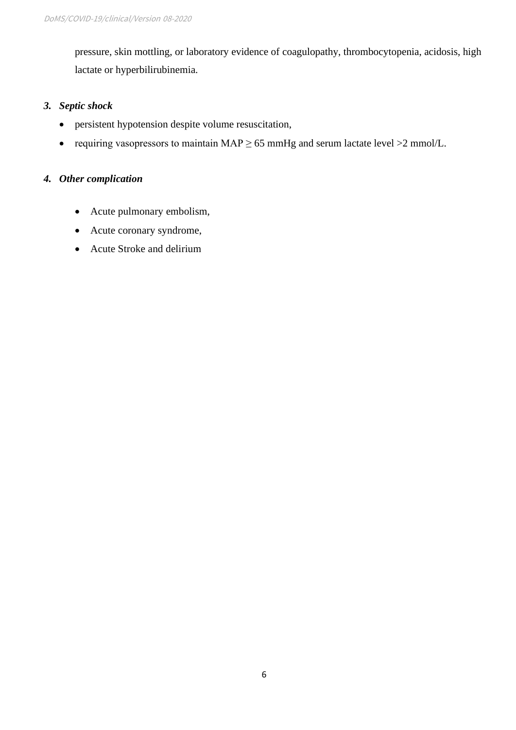pressure, skin mottling, or laboratory evidence of coagulopathy, thrombocytopenia, acidosis, high lactate or hyperbilirubinemia.

### *3. Septic shock*

- persistent hypotension despite volume resuscitation,
- requiring vasopressors to maintain MAP $\geq$ 65 mmHg and serum lactate level >2 mmol/L.

### *4. Other complication*

- Acute pulmonary embolism,
- Acute coronary syndrome,
- Acute Stroke and delirium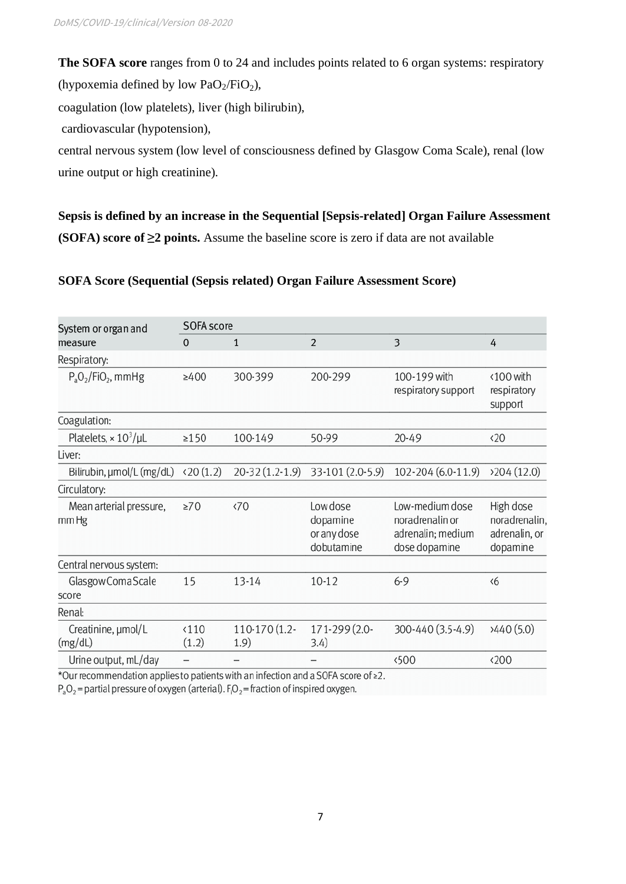**The SOFA score** ranges from 0 to 24 and includes points related to 6 organ systems: respiratory (hypoxemia defined by low $PaO_2/FiO_2$),

coagulation (low platelets), liver (high bilirubin),

cardiovascular (hypotension),

central nervous system (low level of consciousness defined by Glasgow Coma Scale), renal (low urine output or high creatinine).

**Sepsis is defined by an increase in the Sequential [Sepsis-related] Organ Failure Assessment (SOFA) score of ≥2 points.** Assume the baseline score is zero if data are not available

**SOFA Score (Sequential (Sepsis related) Organ Failure Assessment Score)**

| System or organ and measure | SOFA score | | | | |
|---|---|---|---|---|---|
| | 0 | 1 | 2 | 3 | 4 |
| Respiratory: | | | | | |
| $P_aO_2/FiO_2$, mmHg | ≥400 | 300-399 | 200-299 | 100-199 with respiratory support | <100 with respiratory support |
| Coagulation: | | | | | |
| Platelets, $\times 10^3/\mu L$ | ≥150 | 100-149 | 50-99 | 20-49 | <20 |
| Liver: | | | | | |
| Bilirubin, µmol/L (mg/dL) | <20 (1.2) | 20-32 (1.2-1.9) | 33-101 (2.0-5.9) | 102-204 (6.0-11.9) | >204 (12.0) |
| Circulatory: | | | | | |
| Mean arterial pressure, mm Hg | ≥70 | <70 | Low dose dopamine or any dose dobutamine | Low-medium dose noradrenalin or adrenalin; medium dose dopamine | High dose noradrenalin, adrenalin, or dopamine |
| Central nervous system: | | | | | |
| Glasgow Coma Scale score | 15 | 13-14 | 10-12 | 6-9 | <6 |
| Renal: | | | | | |
| Creatinine, µmol/L (mg/dL) | <110 (1.2) | 110-170 (1.2-1.9) | 171-299 (2.0-3.4) | 300-440 (3.5-4.9) | >440 (5.0) |
| Urine output, mL/day | – | – | – | <500 | <200 |

*Our recommendation applies to patients with an infection and a SOFA score of ≥2.

$P_aO_2$ = partial pressure of oxygen (arterial). $F_iO_2$ = fraction of inspired oxygen.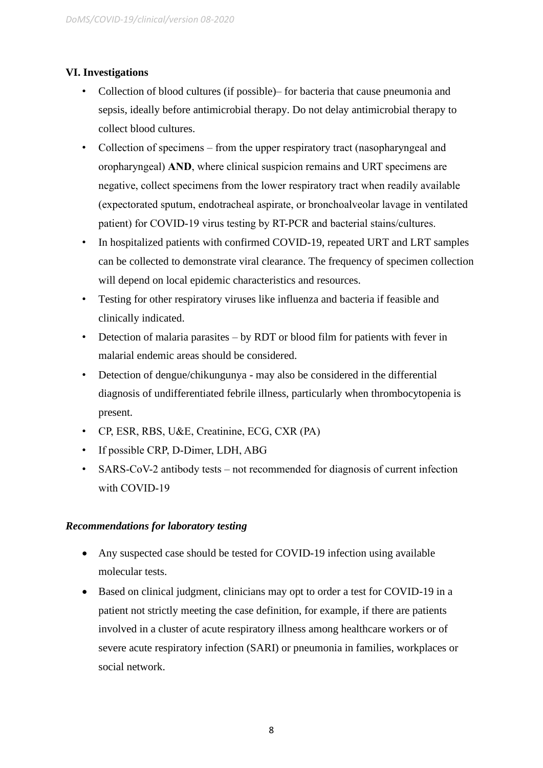### VI. Investigations

- Collection of blood cultures (if possible)– for bacteria that cause pneumonia and sepsis, ideally before antimicrobial therapy. Do not delay antimicrobial therapy to collect blood cultures.
- Collection of specimens – from the upper respiratory tract (nasopharyngeal and oropharyngeal) **AND**, where clinical suspicion remains and URT specimens are negative, collect specimens from the lower respiratory tract when readily available (expectorated sputum, endotracheal aspirate, or bronchoalveolar lavage in ventilated patient) for COVID-19 virus testing by RT-PCR and bacterial stains/cultures.
- In hospitalized patients with confirmed COVID-19, repeated URT and LRT samples can be collected to demonstrate viral clearance. The frequency of specimen collection will depend on local epidemic characteristics and resources.
- Testing for other respiratory viruses like influenza and bacteria if feasible and clinically indicated.
- Detection of malaria parasites – by RDT or blood film for patients with fever in malarial endemic areas should be considered.
- Detection of dengue/chikungunya - may also be considered in the differential diagnosis of undifferentiated febrile illness, particularly when thrombocytopenia is present.
- CP, ESR, RBS, U&E, Creatinine, ECG, CXR (PA)
- If possible CRP, D-Dimer, LDH, ABG
- SARS-CoV-2 antibody tests – not recommended for diagnosis of current infection with COVID-19

***Recommendations for laboratory testing***

- Any suspected case should be tested for COVID-19 infection using available molecular tests.
- Based on clinical judgment, clinicians may opt to order a test for COVID-19 in a patient not strictly meeting the case definition, for example, if there are patients involved in a cluster of acute respiratory illness among healthcare workers or of severe acute respiratory infection (SARI) or pneumonia in families, workplaces or social network.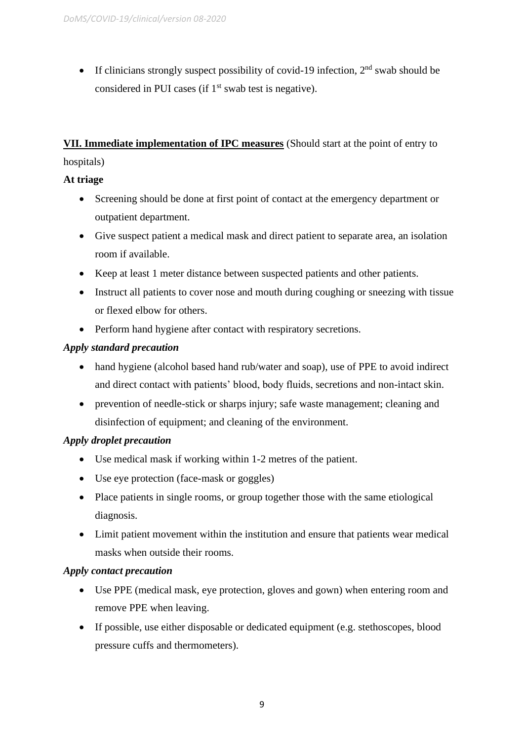- If clinicians strongly suspect possibility of covid-19 infection, 2nd swab should be considered in PUI cases (if 1st swab test is negative).

**VII. Immediate implementation of IPC measures** (Should start at the point of entry to hospitals)

**At triage**

- Screening should be done at first point of contact at the emergency department or outpatient department.
- Give suspect patient a medical mask and direct patient to separate area, an isolation room if available.
- Keep at least 1 meter distance between suspected patients and other patients.
- Instruct all patients to cover nose and mouth during coughing or sneezing with tissue or flexed elbow for others.
- Perform hand hygiene after contact with respiratory secretions.

***Apply standard precaution***

- hand hygiene (alcohol based hand rub/water and soap), use of PPE to avoid indirect and direct contact with patients' blood, body fluids, secretions and non-intact skin.
- prevention of needle-stick or sharps injury; safe waste management; cleaning and disinfection of equipment; and cleaning of the environment.

***Apply droplet precaution***

- Use medical mask if working within 1-2 metres of the patient.
- Use eye protection (face-mask or goggles)
- Place patients in single rooms, or group together those with the same etiological diagnosis.
- Limit patient movement within the institution and ensure that patients wear medical masks when outside their rooms.

***Apply contact precaution***

- Use PPE (medical mask, eye protection, gloves and gown) when entering room and remove PPE when leaving.
- If possible, use either disposable or dedicated equipment (e.g. stethoscopes, blood pressure cuffs and thermometers).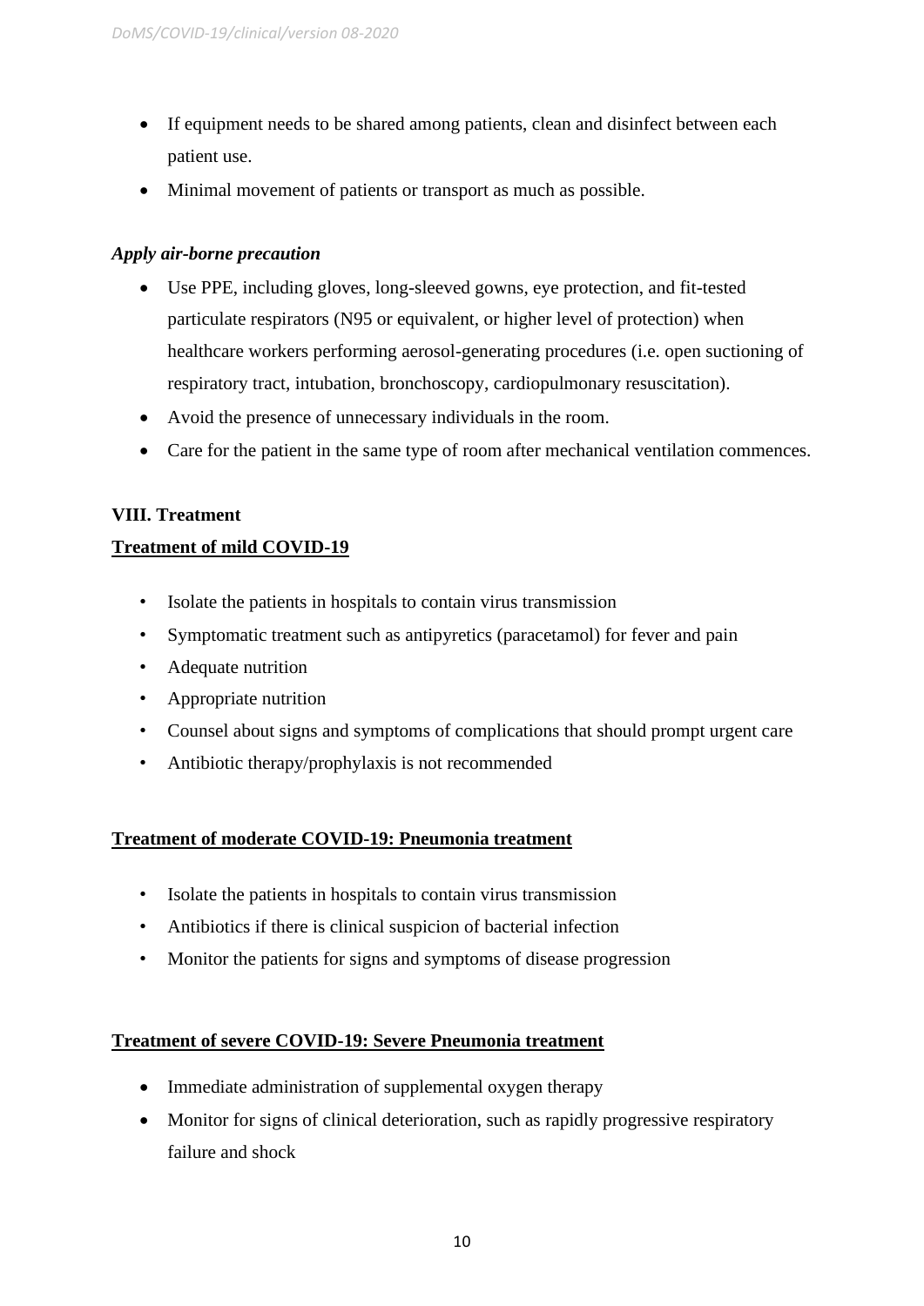- If equipment needs to be shared among patients, clean and disinfect between each patient use.
- Minimal movement of patients or transport as much as possible.

***Apply air-borne precaution***

- Use PPE, including gloves, long-sleeved gowns, eye protection, and fit-tested particulate respirators (N95 or equivalent, or higher level of protection) when healthcare workers performing aerosol-generating procedures (i.e. open suctioning of respiratory tract, intubation, bronchoscopy, cardiopulmonary resuscitation).
- Avoid the presence of unnecessary individuals in the room.
- Care for the patient in the same type of room after mechanical ventilation commences.

## VIII. Treatment

### Treatment of mild COVID-19

- Isolate the patients in hospitals to contain virus transmission
- Symptomatic treatment such as antipyretics (paracetamol) for fever and pain
- Adequate nutrition
- Appropriate nutrition
- Counsel about signs and symptoms of complications that should prompt urgent care
- Antibiotic therapy/prophylaxis is not recommended

### Treatment of moderate COVID-19: Pneumonia treatment

- Isolate the patients in hospitals to contain virus transmission
- Antibiotics if there is clinical suspicion of bacterial infection
- Monitor the patients for signs and symptoms of disease progression

### Treatment of severe COVID-19: Severe Pneumonia treatment

- Immediate administration of supplemental oxygen therapy
- Monitor for signs of clinical deterioration, such as rapidly progressive respiratory failure and shock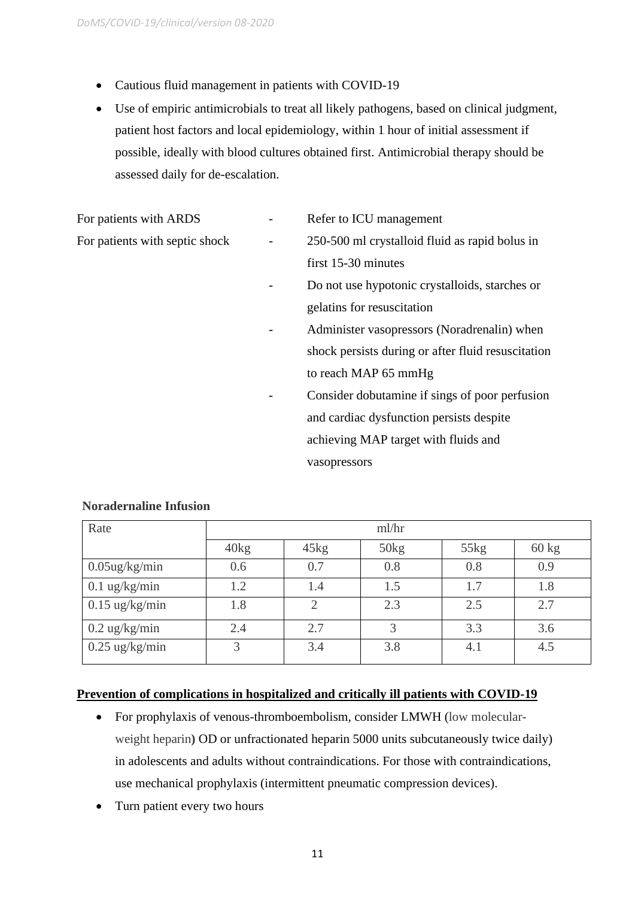- Cautious fluid management in patients with COVID-19
- Use of empiric antimicrobials to treat all likely pathogens, based on clinical judgment, patient host factors and local epidemiology, within 1 hour of initial assessment if possible, ideally with blood cultures obtained first. Antimicrobial therapy should be assessed daily for de-escalation.

For patients with ARDS - Refer to ICU management

For patients with septic shock
- 250-500 ml crystalloid fluid as rapid bolus in first 15-30 minutes
- Do not use hypotonic crystalloids, starches or gelatins for resuscitation
- Administer vasopressors (Noradrenalin) when shock persists during or after fluid resuscitation to reach MAP 65 mmHg
- Consider dobutamine if sings of poor perfusion and cardiac dysfunction persists despite achieving MAP target with fluids and vasopressors

**Noradernaline Infusion**

| Rate | ml/hr | | | | |
|---|---|---|---|---|---|
| | 40kg | 45kg | 50kg | 55kg | 60 kg |
| 0.05ug/kg/min | 0.6 | 0.7 | 0.8 | 0.8 | 0.9 |
| 0.1 ug/kg/min | 1.2 | 1.4 | 1.5 | 1.7 | 1.8 |
| 0.15 ug/kg/min | 1.8 | 2 | 2.3 | 2.5 | 2.7 |
| 0.2 ug/kg/min | 2.4 | 2.7 | 3 | 3.3 | 3.6 |
| 0.25 ug/kg/min | 3 | 3.4 | 3.8 | 4.1 | 4.5 |

**<u>Prevention of complications in hospitalized and critically ill patients with COVID-19</u>**

- For prophylaxis of venous-thromboembolism, consider LMWH (low molecular-weight heparin) OD or unfractionated heparin 5000 units subcutaneously twice daily) in adolescents and adults without contraindications. For those with contraindications, use mechanical prophylaxis (intermittent pneumatic compression devices).
- Turn patient every two hours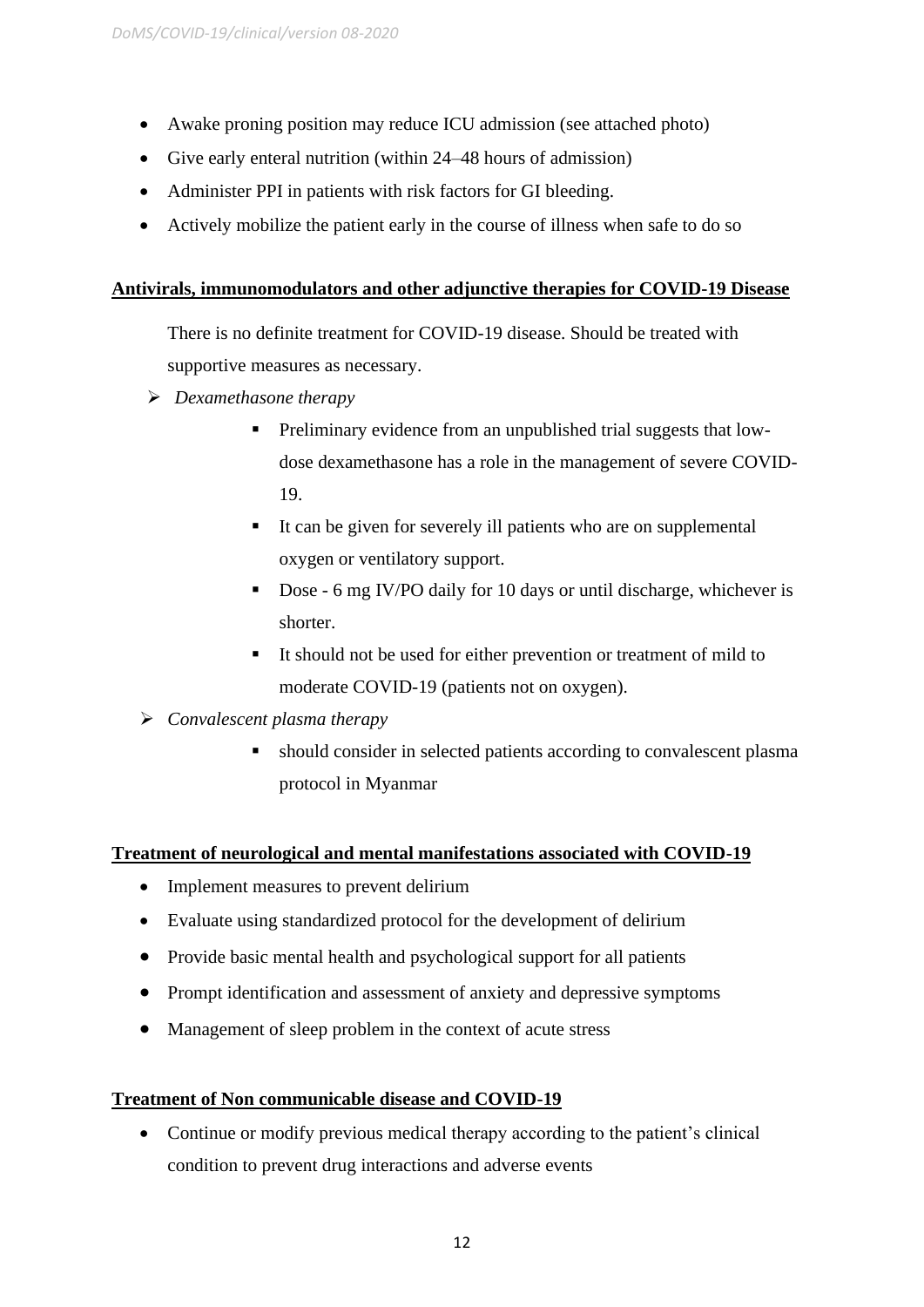- Awake proning position may reduce ICU admission (see attached photo)
- Give early enteral nutrition (within 24–48 hours of admission)
- Administer PPI in patients with risk factors for GI bleeding.
- Actively mobilize the patient early in the course of illness when safe to do so

**Antivirals, immunomodulators and other adjunctive therapies for COVID-19 Disease**

There is no definite treatment for COVID-19 disease. Should be treated with supportive measures as necessary.

- *Dexamethasone therapy*
  - Preliminary evidence from an unpublished trial suggests that low-dose dexamethasone has a role in the management of severe COVID-19.
  - It can be given for severely ill patients who are on supplemental oxygen or ventilatory support.
  - Dose - 6 mg IV/PO daily for 10 days or until discharge, whichever is shorter.
  - It should not be used for either prevention or treatment of mild to moderate COVID-19 (patients not on oxygen).
- *Convalescent plasma therapy*
  - should consider in selected patients according to convalescent plasma protocol in Myanmar

**Treatment of neurological and mental manifestations associated with COVID-19**

- Implement measures to prevent delirium
- Evaluate using standardized protocol for the development of delirium
- Provide basic mental health and psychological support for all patients
- Prompt identification and assessment of anxiety and depressive symptoms
- Management of sleep problem in the context of acute stress

**Treatment of Non communicable disease and COVID-19**

- Continue or modify previous medical therapy according to the patient's clinical condition to prevent drug interactions and adverse events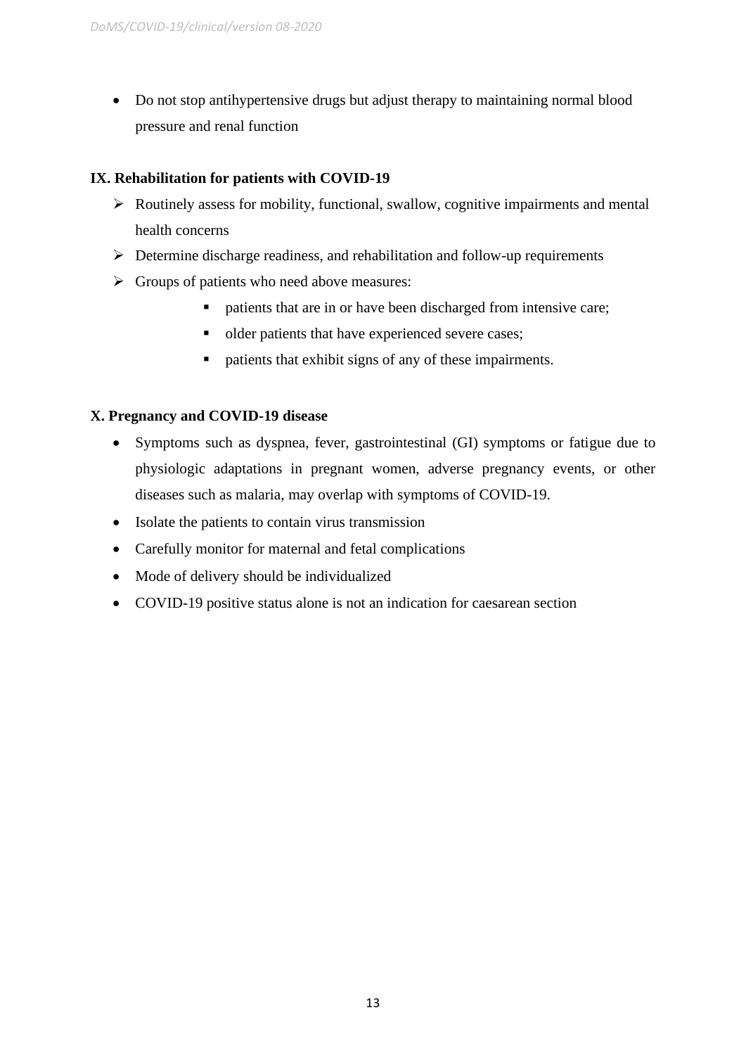- Do not stop antihypertensive drugs but adjust therapy to maintaining normal blood pressure and renal function

## IX. Rehabilitation for patients with COVID-19

- Routinely assess for mobility, functional, swallow, cognitive impairments and mental health concerns
- Determine discharge readiness, and rehabilitation and follow-up requirements
- Groups of patients who need above measures:
  - patients that are in or have been discharged from intensive care;
  - older patients that have experienced severe cases;
  - patients that exhibit signs of any of these impairments.

## X. Pregnancy and COVID-19 disease

- Symptoms such as dyspnea, fever, gastrointestinal (GI) symptoms or fatigue due to physiologic adaptations in pregnant women, adverse pregnancy events, or other diseases such as malaria, may overlap with symptoms of COVID-19.
- Isolate the patients to contain virus transmission
- Carefully monitor for maternal and fetal complications
- Mode of delivery should be individualized
- COVID-19 positive status alone is not an indication for caesarean section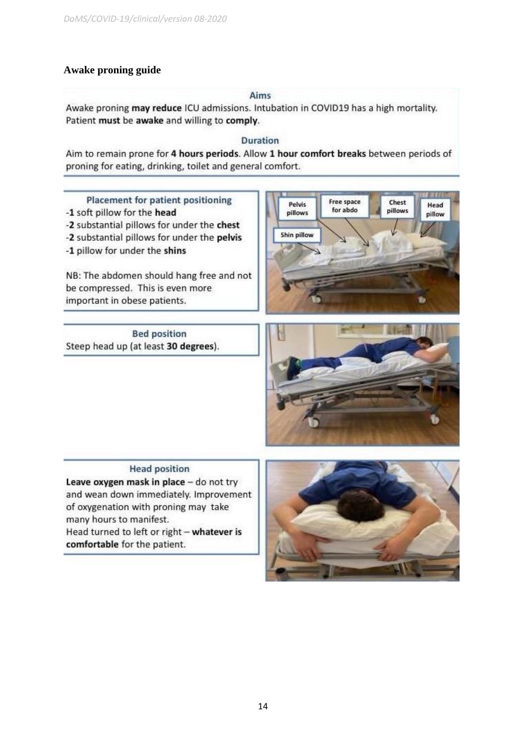## Awake proning guide

### Aims

Awake proning **may reduce** ICU admissions. Intubation in COVID19 has a high mortality. Patient **must** be **awake** and willing to **comply**.

### Duration

Aim to remain prone for **4 hours periods**. Allow **1 hour comfort breaks** between periods of proning for eating, drinking, toilet and general comfort.

### Placement for patient positioning

- **1** soft pillow for the **head**
- **2** substantial pillows for under the **chest**
- **2** substantial pillows for under the **pelvis**
- **1** pillow for under the **shins**

NB: The abdomen should hang free and not be compressed. This is even more important in obese patients.

### Bed position

Steep head up (at least **30 degrees**).

### Head position

**Leave oxygen mask in place** – do not try and wean down immediately. Improvement of oxygenation with proning may take many hours to manifest.

Head turned to left or right – **whatever is comfortable** for the patient.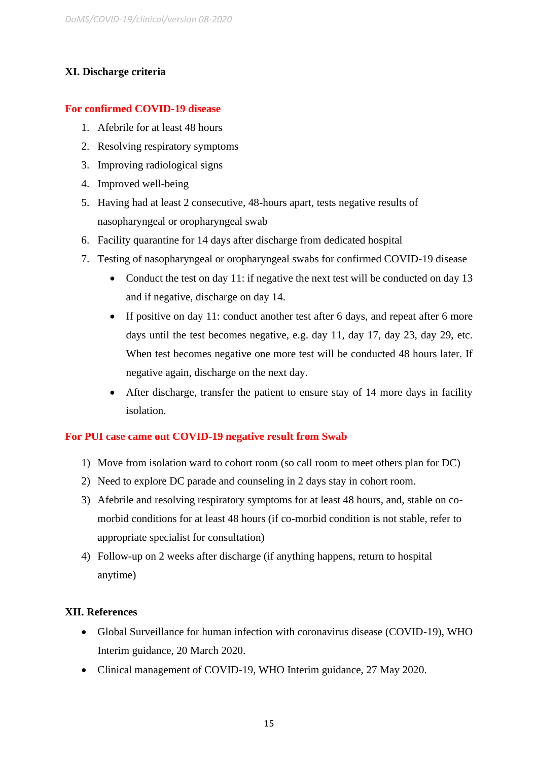## XI. Discharge criteria

**For confirmed COVID-19 disease**

1. Afebrile for at least 48 hours
2. Resolving respiratory symptoms
3. Improving radiological signs
4. Improved well-being
5. Having had at least 2 consecutive, 48-hours apart, tests negative results of nasopharyngeal or oropharyngeal swab
6. Facility quarantine for 14 days after discharge from dedicated hospital
7. Testing of nasopharyngeal or oropharyngeal swabs for confirmed COVID-19 disease
    - Conduct the test on day 11: if negative the next test will be conducted on day 13 and if negative, discharge on day 14.
    - If positive on day 11: conduct another test after 6 days, and repeat after 6 more days until the test becomes negative, e.g. day 11, day 17, day 23, day 29, etc. When test becomes negative one more test will be conducted 48 hours later. If negative again, discharge on the next day.
    - After discharge, transfer the patient to ensure stay of 14 more days in facility isolation.

**For PUI case came out COVID-19 negative result from Swab**

1) Move from isolation ward to cohort room (so call room to meet others plan for DC)
2) Need to explore DC parade and counseling in 2 days stay in cohort room.
3) Afebrile and resolving respiratory symptoms for at least 48 hours, and, stable on co-morbid conditions for at least 48 hours (if co-morbid condition is not stable, refer to appropriate specialist for consultation)
4) Follow-up on 2 weeks after discharge (if anything happens, return to hospital anytime)

## XII. References

- Global Surveillance for human infection with coronavirus disease (COVID-19), WHO Interim guidance, 20 March 2020.
- Clinical management of COVID-19, WHO Interim guidance, 27 May 2020.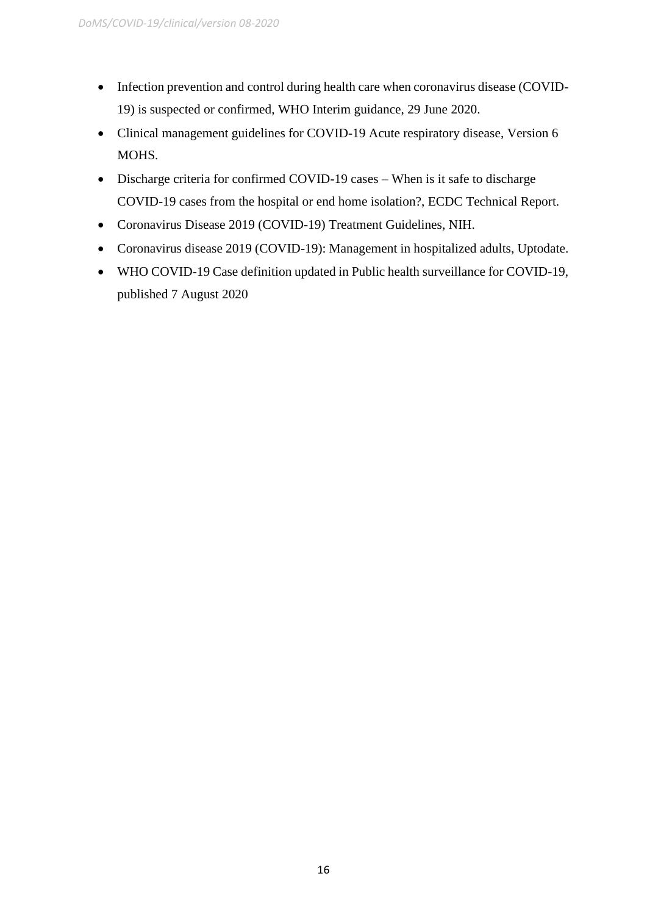- Infection prevention and control during health care when coronavirus disease (COVID-19) is suspected or confirmed, WHO Interim guidance, 29 June 2020.
- Clinical management guidelines for COVID-19 Acute respiratory disease, Version 6 MOHS.
- Discharge criteria for confirmed COVID-19 cases – When is it safe to discharge COVID-19 cases from the hospital or end home isolation?, ECDC Technical Report.
- Coronavirus Disease 2019 (COVID-19) Treatment Guidelines, NIH.
- Coronavirus disease 2019 (COVID-19): Management in hospitalized adults, Uptodate.
- WHO COVID-19 Case definition updated in Public health surveillance for COVID-19, published 7 August 2020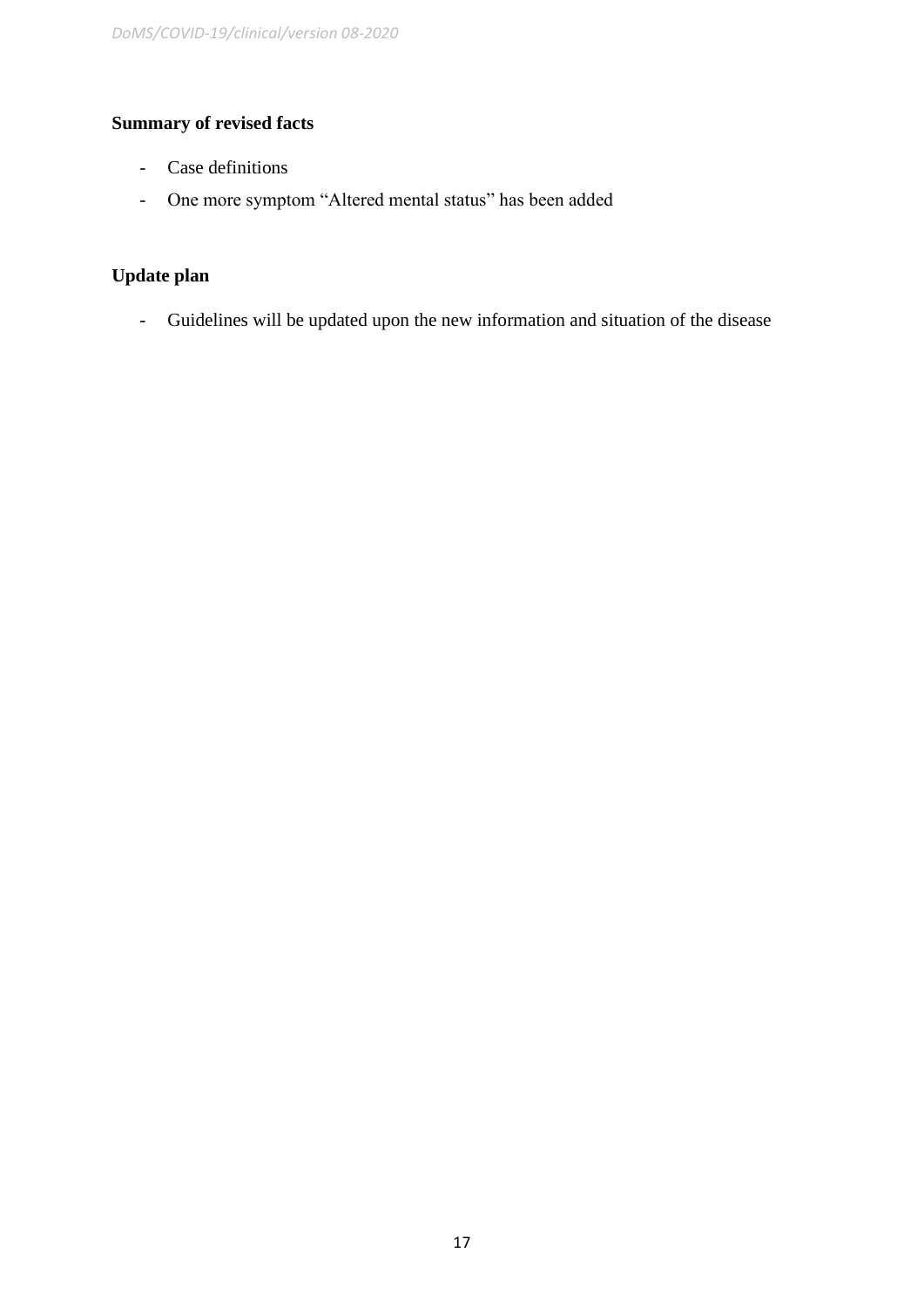**Summary of revised facts**

- Case definitions
- One more symptom “Altered mental status” has been added

**Update plan**

- Guidelines will be updated upon the new information and situation of the disease